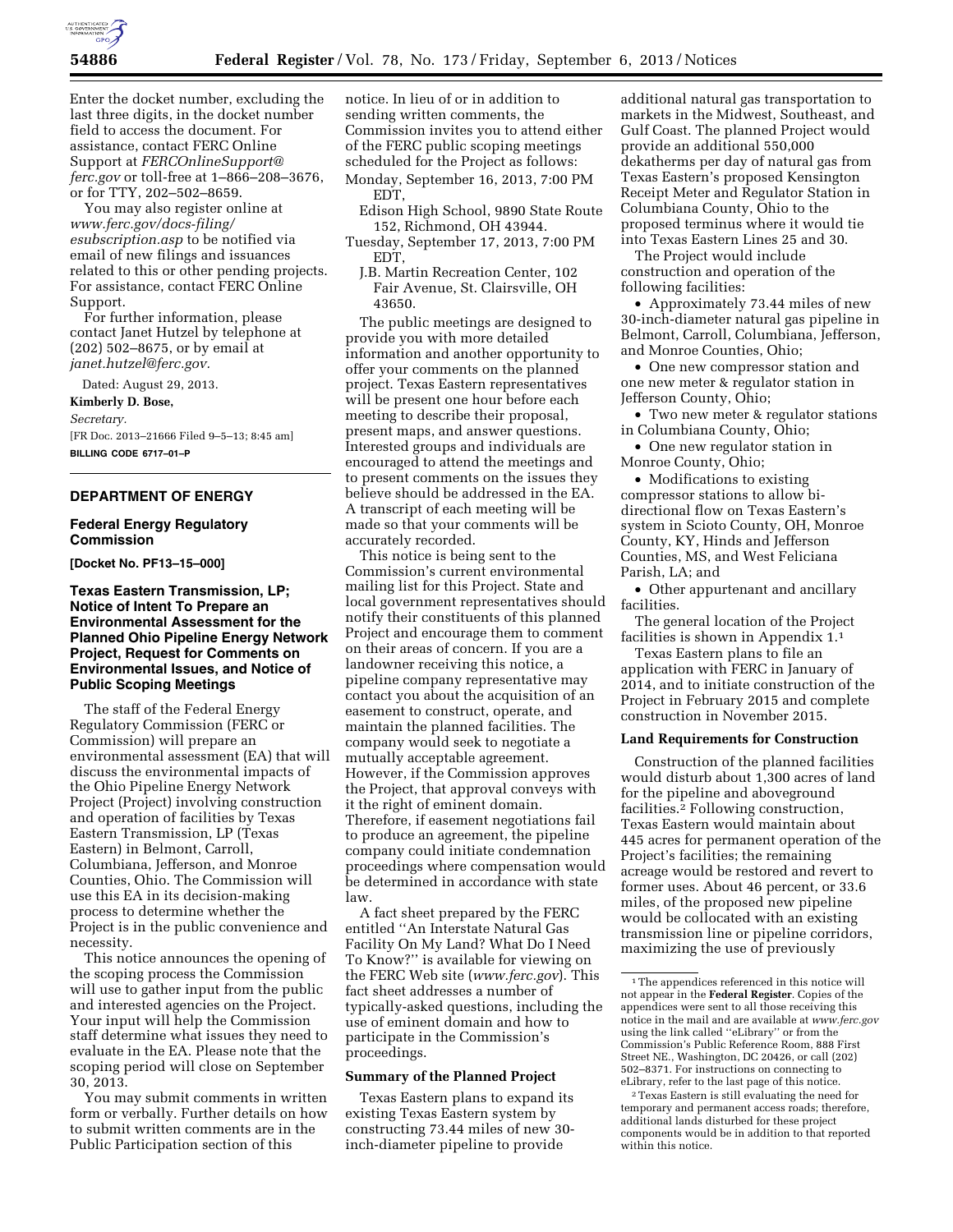Enter the docket number, excluding the last three digits, in the docket number field to access the document. For assistance, contact FERC Online Support at *FERCOnlineSupport@ferc.gov* or toll-free at 1–866–208–3676, or for TTY, 202–502–8659.

You may also register online at *www.ferc.gov/docs-filing/esubscription.asp* to be notified via email of new filings and issuances related to this or other pending projects. For assistance, contact FERC Online Support.

For further information, please contact Janet Hutzel by telephone at (202) 502–8675, or by email at *janet.hutzel@ferc.gov.*

Dated: August 29, 2013.

**Kimberly D. Bose,**

*Secretary.*

[FR Doc. 2013–21666 Filed 9–5–13; 8:45 am]

**BILLING CODE 6717–01–P**

## DEPARTMENT OF ENERGY

### Federal Energy Regulatory Commission

**[Docket No. PF13–15–000]**

### Texas Eastern Transmission, LP; Notice of Intent To Prepare an Environmental Assessment for the Planned Ohio Pipeline Energy Network Project, Request for Comments on Environmental Issues, and Notice of Public Scoping Meetings

The staff of the Federal Energy Regulatory Commission (FERC or Commission) will prepare an environmental assessment (EA) that will discuss the environmental impacts of the Ohio Pipeline Energy Network Project (Project) involving construction and operation of facilities by Texas Eastern Transmission, LP (Texas Eastern) in Belmont, Carroll, Columbiana, Jefferson, and Monroe Counties, Ohio. The Commission will use this EA in its decision-making process to determine whether the Project is in the public convenience and necessity.

This notice announces the opening of the scoping process the Commission will use to gather input from the public and interested agencies on the Project. Your input will help the Commission staff determine what issues they need to evaluate in the EA. Please note that the scoping period will close on September 30, 2013.

You may submit comments in written form or verbally. Further details on how to submit written comments are in the Public Participation section of this notice. In lieu of or in addition to sending written comments, the Commission invites you to attend either of the FERC public scoping meetings scheduled for the Project as follows:

Monday, September 16, 2013, 7:00 PM EDT,
Edison High School, 9890 State Route 152, Richmond, OH 43944.

Tuesday, September 17, 2013, 7:00 PM EDT,
J.B. Martin Recreation Center, 102 Fair Avenue, St. Clairsville, OH 43650.

The public meetings are designed to provide you with more detailed information and another opportunity to offer your comments on the planned project. Texas Eastern representatives will be present one hour before each meeting to describe their proposal, present maps, and answer questions. Interested groups and individuals are encouraged to attend the meetings and to present comments on the issues they believe should be addressed in the EA. A transcript of each meeting will be made so that your comments will be accurately recorded.

This notice is being sent to the Commission's current environmental mailing list for this Project. State and local government representatives should notify their constituents of this planned Project and encourage them to comment on their areas of concern. If you are a landowner receiving this notice, a pipeline company representative may contact you about the acquisition of an easement to construct, operate, and maintain the planned facilities. The company would seek to negotiate a mutually acceptable agreement. However, if the Commission approves the Project, that approval conveys with it the right of eminent domain. Therefore, if easement negotiations fail to produce an agreement, the pipeline company could initiate condemnation proceedings where compensation would be determined in accordance with state law.

A fact sheet prepared by the FERC entitled "An Interstate Natural Gas Facility On My Land? What Do I Need To Know?" is available for viewing on the FERC Web site (*www.ferc.gov*). This fact sheet addresses a number of typically-asked questions, including the use of eminent domain and how to participate in the Commission's proceedings.

#### Summary of the Planned Project

Texas Eastern plans to expand its existing Texas Eastern system by constructing 73.44 miles of new 30-inch-diameter pipeline to provide additional natural gas transportation to markets in the Midwest, Southeast, and Gulf Coast. The planned Project would provide an additional 550,000 dekatherms per day of natural gas from Texas Eastern's proposed Kensington Receipt Meter and Regulator Station in Columbiana County, Ohio to the proposed terminus where it would tie into Texas Eastern Lines 25 and 30.

The Project would include construction and operation of the following facilities:

- Approximately 73.44 miles of new 30-inch-diameter natural gas pipeline in Belmont, Carroll, Columbiana, Jefferson, and Monroe Counties, Ohio;
- One new compressor station and one new meter & regulator station in Jefferson County, Ohio;
- Two new meter & regulator stations in Columbiana County, Ohio;
- One new regulator station in Monroe County, Ohio;
- Modifications to existing compressor stations to allow bi-directional flow on Texas Eastern's system in Scioto County, OH, Monroe County, KY, Hinds and Jefferson Counties, MS, and West Feliciana Parish, LA; and
- Other appurtenant and ancillary facilities.

The general location of the Project facilities is shown in Appendix 1.[1]

Texas Eastern plans to file an application with FERC in January of 2014, and to initiate construction of the Project in February 2015 and complete construction in November 2015.

#### Land Requirements for Construction

Construction of the planned facilities would disturb about 1,300 acres of land for the pipeline and aboveground facilities.[2] Following construction, Texas Eastern would maintain about 445 acres for permanent operation of the Project's facilities; the remaining acreage would be restored and revert to former uses. About 46 percent, or 33.6 miles, of the proposed new pipeline would be collocated with an existing transmission line or pipeline corridors, maximizing the use of previously

[1] The appendices referenced in this notice will not appear in the **Federal Register**. Copies of the appendices were sent to all those receiving this notice in the mail and are available at *www.ferc.gov* using the link called "eLibrary" or from the Commission's Public Reference Room, 888 First Street NE., Washington, DC 20426, or call (202) 502–8371. For instructions on connecting to eLibrary, refer to the last page of this notice.

[2] Texas Eastern is still evaluating the need for temporary and permanent access roads; therefore, additional lands disturbed for these project components would be in addition to that reported within this notice.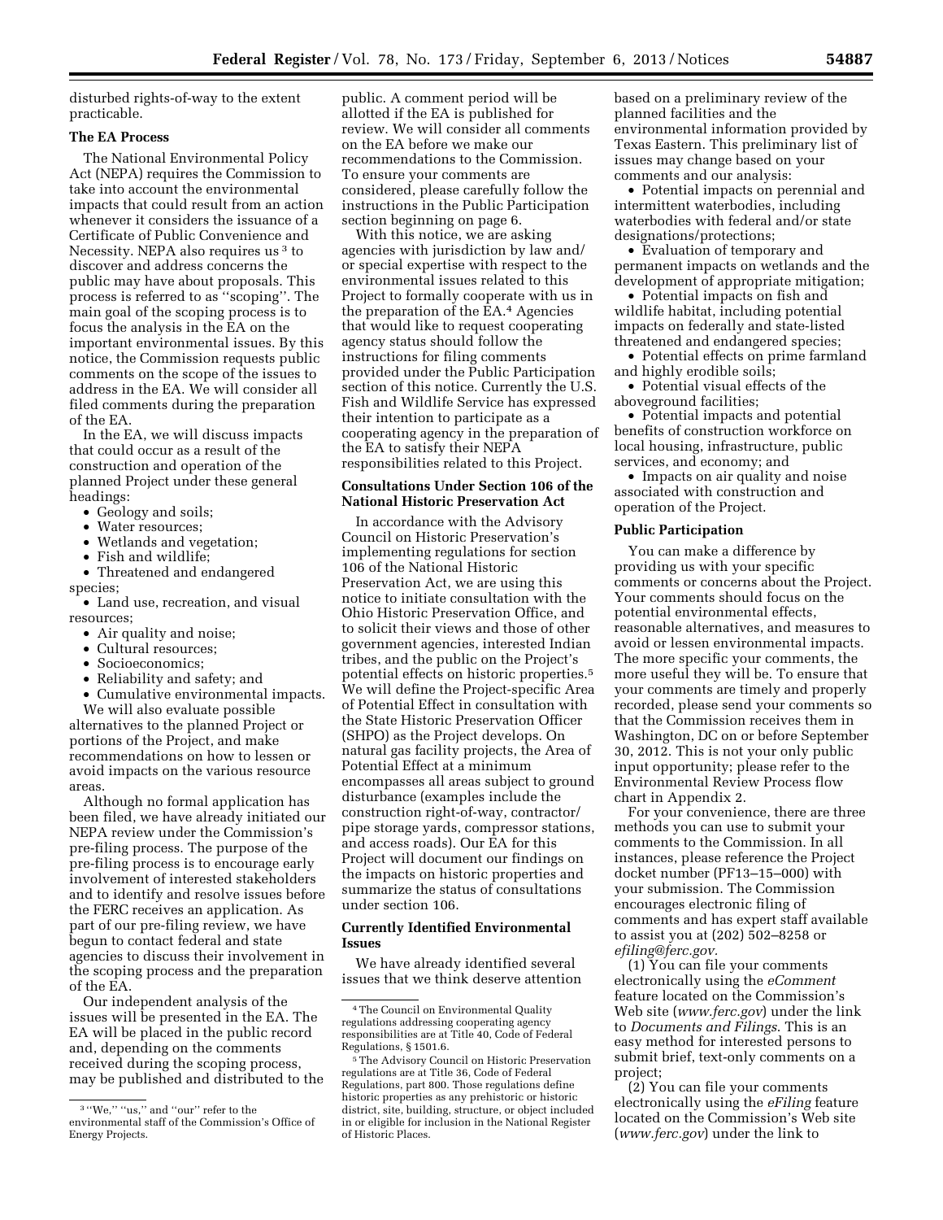disturbed rights-of-way to the extent practicable.

### The EA Process

The National Environmental Policy Act (NEPA) requires the Commission to take into account the environmental impacts that could result from an action whenever it considers the issuance of a Certificate of Public Convenience and Necessity. NEPA also requires us [3] to discover and address concerns the public may have about proposals. This process is referred to as ''scoping''. The main goal of the scoping process is to focus the analysis in the EA on the important environmental issues. By this notice, the Commission requests public comments on the scope of the issues to address in the EA. We will consider all filed comments during the preparation of the EA.

In the EA, we will discuss impacts that could occur as a result of the construction and operation of the planned Project under these general headings:

- Geology and soils;
- Water resources;
- Wetlands and vegetation;
- Fish and wildlife;
- Threatened and endangered species;
- Land use, recreation, and visual resources;
- Air quality and noise;
- Cultural resources;
- Socioeconomics;
- Reliability and safety; and
- Cumulative environmental impacts.

We will also evaluate possible alternatives to the planned Project or portions of the Project, and make recommendations on how to lessen or avoid impacts on the various resource areas.

Although no formal application has been filed, we have already initiated our NEPA review under the Commission's pre-filing process. The purpose of the pre-filing process is to encourage early involvement of interested stakeholders and to identify and resolve issues before the FERC receives an application. As part of our pre-filing review, we have begun to contact federal and state agencies to discuss their involvement in the scoping process and the preparation of the EA.

Our independent analysis of the issues will be presented in the EA. The EA will be placed in the public record and, depending on the comments received during the scoping process, may be published and distributed to the public. A comment period will be allotted if the EA is published for review. We will consider all comments on the EA before we make our recommendations to the Commission. To ensure your comments are considered, please carefully follow the instructions in the Public Participation section beginning on page 6.

With this notice, we are asking agencies with jurisdiction by law and/or special expertise with respect to the environmental issues related to this Project to formally cooperate with us in the preparation of the EA.[4] Agencies that would like to request cooperating agency status should follow the instructions for filing comments provided under the Public Participation section of this notice. Currently the U.S. Fish and Wildlife Service has expressed their intention to participate as a cooperating agency in the preparation of the EA to satisfy their NEPA responsibilities related to this Project.

### Consultations Under Section 106 of the National Historic Preservation Act

In accordance with the Advisory Council on Historic Preservation's implementing regulations for section 106 of the National Historic Preservation Act, we are using this notice to initiate consultation with the Ohio Historic Preservation Office, and to solicit their views and those of other government agencies, interested Indian tribes, and the public on the Project's potential effects on historic properties.[5] We will define the Project-specific Area of Potential Effect in consultation with the State Historic Preservation Officer (SHPO) as the Project develops. On natural gas facility projects, the Area of Potential Effect at a minimum encompasses all areas subject to ground disturbance (examples include the construction right-of-way, contractor/pipe storage yards, compressor stations, and access roads). Our EA for this Project will document our findings on the impacts on historic properties and summarize the status of consultations under section 106.

### Currently Identified Environmental Issues

We have already identified several issues that we think deserve attention based on a preliminary review of the planned facilities and the environmental information provided by Texas Eastern. This preliminary list of issues may change based on your comments and our analysis:

- Potential impacts on perennial and intermittent waterbodies, including waterbodies with federal and/or state designations/protections;
- Evaluation of temporary and permanent impacts on wetlands and the development of appropriate mitigation;
- Potential impacts on fish and wildlife habitat, including potential impacts on federally and state-listed threatened and endangered species;
- Potential effects on prime farmland and highly erodible soils;
- Potential visual effects of the aboveground facilities;
- Potential impacts and potential benefits of construction workforce on local housing, infrastructure, public services, and economy; and
- Impacts on air quality and noise associated with construction and operation of the Project.

### Public Participation

You can make a difference by providing us with your specific comments or concerns about the Project. Your comments should focus on the potential environmental effects, reasonable alternatives, and measures to avoid or lessen environmental impacts. The more specific your comments, the more useful they will be. To ensure that your comments are timely and properly recorded, please send your comments so that the Commission receives them in Washington, DC on or before September 30, 2012. This is not your only public input opportunity; please refer to the Environmental Review Process flow chart in Appendix 2.

For your convenience, there are three methods you can use to submit your comments to the Commission. In all instances, please reference the Project docket number (PF13–15–000) with your submission. The Commission encourages electronic filing of comments and has expert staff available to assist you at (202) 502–8258 or *efiling@ferc.gov.*

(1) You can file your comments electronically using the *eComment* feature located on the Commission's Web site (*www.ferc.gov*) under the link to *Documents and Filings*. This is an easy method for interested persons to submit brief, text-only comments on a project;

(2) You can file your comments electronically using the *eFiling* feature located on the Commission's Web site (*www.ferc.gov*) under the link to

---

[3] ''We,'' ''us,'' and ''our'' refer to the environmental staff of the Commission's Office of Energy Projects.

[4] The Council on Environmental Quality regulations addressing cooperating agency responsibilities are at Title 40, Code of Federal Regulations, § 1501.6.

[5] The Advisory Council on Historic Preservation regulations are at Title 36, Code of Federal Regulations, part 800. Those regulations define historic properties as any prehistoric or historic district, site, building, structure, or object included in or eligible for inclusion in the National Register of Historic Places.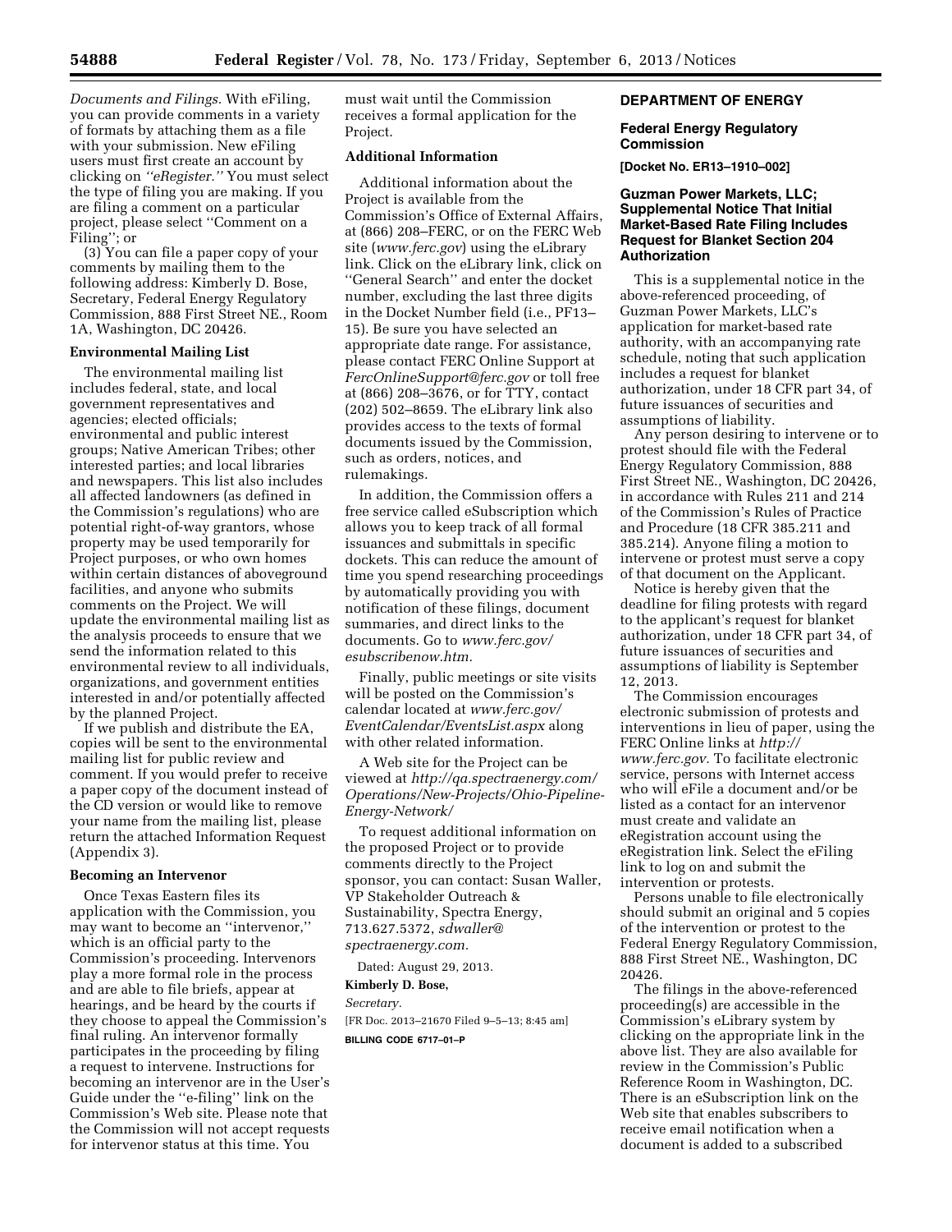*Documents and Filings.* With eFiling, you can provide comments in a variety of formats by attaching them as a file with your submission. New eFiling users must first create an account by clicking on *''eRegister.''* You must select the type of filing you are making. If you are filing a comment on a particular project, please select ''Comment on a Filing''; or

(3) You can file a paper copy of your comments by mailing them to the following address: Kimberly D. Bose, Secretary, Federal Energy Regulatory Commission, 888 First Street NE., Room 1A, Washington, DC 20426.

**Environmental Mailing List**

The environmental mailing list includes federal, state, and local government representatives and agencies; elected officials; environmental and public interest groups; Native American Tribes; other interested parties; and local libraries and newspapers. This list also includes all affected landowners (as defined in the Commission's regulations) who are potential right-of-way grantors, whose property may be used temporarily for Project purposes, or who own homes within certain distances of aboveground facilities, and anyone who submits comments on the Project. We will update the environmental mailing list as the analysis proceeds to ensure that we send the information related to this environmental review to all individuals, organizations, and government entities interested in and/or potentially affected by the planned Project.

If we publish and distribute the EA, copies will be sent to the environmental mailing list for public review and comment. If you would prefer to receive a paper copy of the document instead of the CD version or would like to remove your name from the mailing list, please return the attached Information Request (Appendix 3).

**Becoming an Intervenor**

Once Texas Eastern files its application with the Commission, you may want to become an ''intervenor,'' which is an official party to the Commission's proceeding. Intervenors play a more formal role in the process and are able to file briefs, appear at hearings, and be heard by the courts if they choose to appeal the Commission's final ruling. An intervenor formally participates in the proceeding by filing a request to intervene. Instructions for becoming an intervenor are in the User's Guide under the ''e-filing'' link on the Commission's Web site. Please note that the Commission will not accept requests for intervenor status at this time. You must wait until the Commission receives a formal application for the Project.

**Additional Information**

Additional information about the Project is available from the Commission's Office of External Affairs, at (866) 208–FERC, or on the FERC Web site (*www.ferc.gov*) using the eLibrary link. Click on the eLibrary link, click on ''General Search'' and enter the docket number, excluding the last three digits in the Docket Number field (i.e., PF13–15). Be sure you have selected an appropriate date range. For assistance, please contact FERC Online Support at *FercOnlineSupport@ferc.gov* or toll free at (866) 208–3676, or for TTY, contact (202) 502–8659. The eLibrary link also provides access to the texts of formal documents issued by the Commission, such as orders, notices, and rulemakings.

In addition, the Commission offers a free service called eSubscription which allows you to keep track of all formal issuances and submittals in specific dockets. This can reduce the amount of time you spend researching proceedings by automatically providing you with notification of these filings, document summaries, and direct links to the documents. Go to *www.ferc.gov/esubscribenow.htm.*

Finally, public meetings or site visits will be posted on the Commission's calendar located at *www.ferc.gov/EventCalendar/EventsList.aspx* along with other related information.

A Web site for the Project can be viewed at *http://qa.spectraenergy.com/Operations/New-Projects/Ohio-Pipeline-Energy-Network/*

To request additional information on the proposed Project or to provide comments directly to the Project sponsor, you can contact: Susan Waller, VP Stakeholder Outreach & Sustainability, Spectra Energy, 713.627.5372, *sdwaller@spectraenergy.com.*

Dated: August 29, 2013.

**Kimberly D. Bose,**

*Secretary.*

[FR Doc. 2013–21670 Filed 9–5–13; 8:45 am]

**BILLING CODE 6717–01–P**

**DEPARTMENT OF ENERGY**

**Federal Energy Regulatory Commission**

**[Docket No. ER13–1910–002]**

**Guzman Power Markets, LLC; Supplemental Notice That Initial Market-Based Rate Filing Includes Request for Blanket Section 204 Authorization**

This is a supplemental notice in the above-referenced proceeding, of Guzman Power Markets, LLC's application for market-based rate authority, with an accompanying rate schedule, noting that such application includes a request for blanket authorization, under 18 CFR part 34, of future issuances of securities and assumptions of liability.

Any person desiring to intervene or to protest should file with the Federal Energy Regulatory Commission, 888 First Street NE., Washington, DC 20426, in accordance with Rules 211 and 214 of the Commission's Rules of Practice and Procedure (18 CFR 385.211 and 385.214). Anyone filing a motion to intervene or protest must serve a copy of that document on the Applicant.

Notice is hereby given that the deadline for filing protests with regard to the applicant's request for blanket authorization, under 18 CFR part 34, of future issuances of securities and assumptions of liability is September 12, 2013.

The Commission encourages electronic submission of protests and interventions in lieu of paper, using the FERC Online links at *http://www.ferc.gov.* To facilitate electronic service, persons with Internet access who will eFile a document and/or be listed as a contact for an intervenor must create and validate an eRegistration account using the eRegistration link. Select the eFiling link to log on and submit the intervention or protests.

Persons unable to file electronically should submit an original and 5 copies of the intervention or protest to the Federal Energy Regulatory Commission, 888 First Street NE., Washington, DC 20426.

The filings in the above-referenced proceeding(s) are accessible in the Commission's eLibrary system by clicking on the appropriate link in the above list. They are also available for review in the Commission's Public Reference Room in Washington, DC. There is an eSubscription link on the Web site that enables subscribers to receive email notification when a document is added to a subscribed